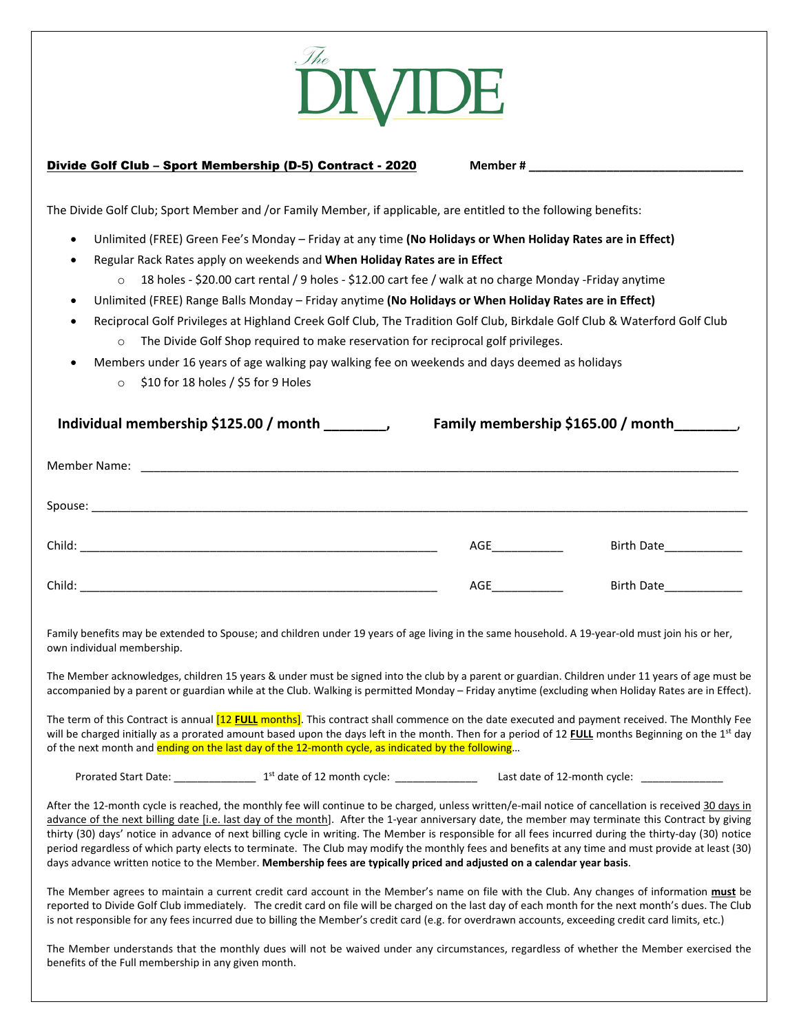# The DIVIDE

**Divide Golf Club – Sport Membership (D-5) Contract - 2020** **Member # ______________________________**

The Divide Golf Club; Sport Member and /or Family Member, if applicable, are entitled to the following benefits:

- Unlimited (FREE) Green Fee's Monday – Friday at any time **(No Holidays or When Holiday Rates are in Effect)**
- Regular Rack Rates apply on weekends and **When Holiday Rates are in Effect**
  - 18 holes - $20.00 cart rental / 9 holes - $12.00 cart fee / walk at no charge Monday -Friday anytime
- Unlimited (FREE) Range Balls Monday – Friday anytime **(No Holidays or When Holiday Rates are in Effect)**
- Reciprocal Golf Privileges at Highland Creek Golf Club, The Tradition Golf Club, Birkdale Golf Club & Waterford Golf Club
  - The Divide Golf Shop required to make reservation for reciprocal golf privileges.
- Members under 16 years of age walking pay walking fee on weekends and days deemed as holidays
  - $10 for 18 holes / $5 for 9 Holes

**Individual membership $125.00 / month ________,** **Family membership $165.00 / month________,**

Member Name: ______________________________________________________________

Spouse: ____________________________________________________________________

Child: ________________________________________ AGE__________ Birth Date___________

Child: ________________________________________ AGE__________ Birth Date___________

Family benefits may be extended to Spouse; and children under 19 years of age living in the same household. A 19-year-old must join his or her, own individual membership.

The Member acknowledges, children 15 years & under must be signed into the club by a parent or guardian. Children under 11 years of age must be accompanied by a parent or guardian while at the Club. Walking is permitted Monday – Friday anytime (excluding when Holiday Rates are in Effect).

The term of this Contract is annual [12 **FULL** months]. This contract shall commence on the date executed and payment received. The Monthly Fee will be charged initially as a prorated amount based upon the days left in the month. Then for a period of 12 **FULL** months Beginning on the 1st day of the next month and ending on the last day of the 12-month cycle, as indicated by the following…

Prorated Start Date: _____________ 1st date of 12 month cycle: _____________ Last date of 12-month cycle: _____________

After the 12-month cycle is reached, the monthly fee will continue to be charged, unless written/e-mail notice of cancellation is received 30 days in advance of the next billing date [i.e. last day of the month]. After the 1-year anniversary date, the member may terminate this Contract by giving thirty (30) days' notice in advance of next billing cycle in writing. The Member is responsible for all fees incurred during the thirty-day (30) notice period regardless of which party elects to terminate. The Club may modify the monthly fees and benefits at any time and must provide at least (30) days advance written notice to the Member. **Membership fees are typically priced and adjusted on a calendar year basis**.

The Member agrees to maintain a current credit card account in the Member's name on file with the Club. Any changes of information **must** be reported to Divide Golf Club immediately. The credit card on file will be charged on the last day of each month for the next month's dues. The Club is not responsible for any fees incurred due to billing the Member's credit card (e.g. for overdrawn accounts, exceeding credit card limits, etc.)

The Member understands that the monthly dues will not be waived under any circumstances, regardless of whether the Member exercised the benefits of the Full membership in any given month.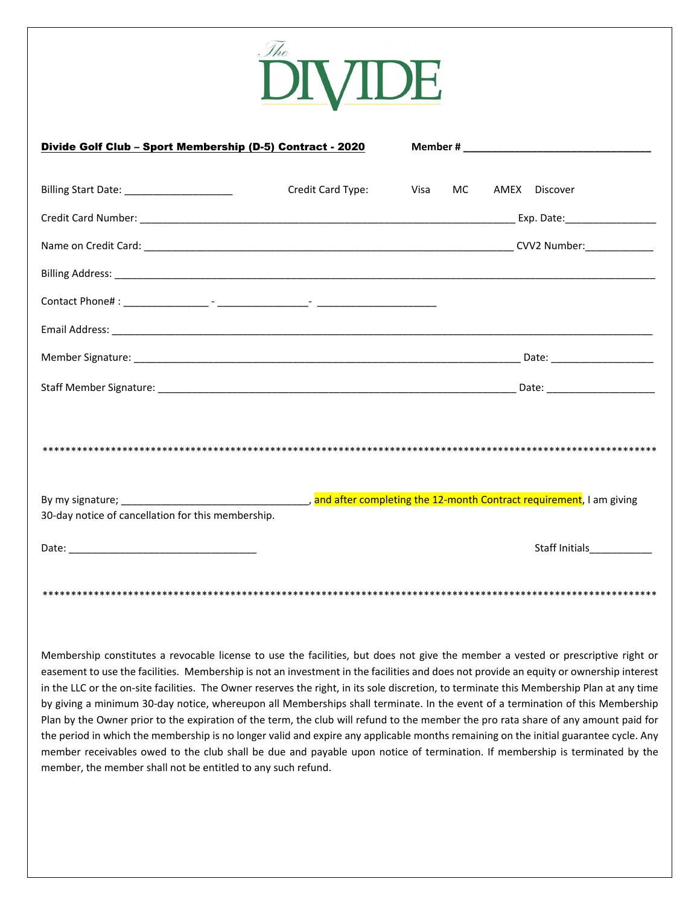# The DIVIDE

**Divide Golf Club – Sport Membership (D-5) Contract - 2020**

**Member # ________________________________**

Billing Start Date: ___________________ Credit Card Type: Visa MC AMEX Discover

Credit Card Number: ______________________________________________________________ Exp. Date:________________

Name on Credit Card: ______________________________________________________________ CVV2 Number:____________

Billing Address: ___________________________________________________________________________________________

Contact Phone# : _______________ - ________________- _____________________

Email Address: _____________________________________________________________________________________________

Member Signature: _________________________________________________________________ Date: __________________

Staff Member Signature: ____________________________________________________________ Date: ___________________

*************************************************************************************************************

By my signature; _________________________________, and after completing the 12-month Contract requirement, I am giving 30-day notice of cancellation for this membership.

Date: _________________________________ Staff Initials___________

*************************************************************************************************************

Membership constitutes a revocable license to use the facilities, but does not give the member a vested or prescriptive right or easement to use the facilities. Membership is not an investment in the facilities and does not provide an equity or ownership interest in the LLC or the on-site facilities. The Owner reserves the right, in its sole discretion, to terminate this Membership Plan at any time by giving a minimum 30-day notice, whereupon all Memberships shall terminate. In the event of a termination of this Membership Plan by the Owner prior to the expiration of the term, the club will refund to the member the pro rata share of any amount paid for the period in which the membership is no longer valid and expire any applicable months remaining on the initial guarantee cycle. Any member receivables owed to the club shall be due and payable upon notice of termination. If membership is terminated by the member, the member shall not be entitled to any such refund.